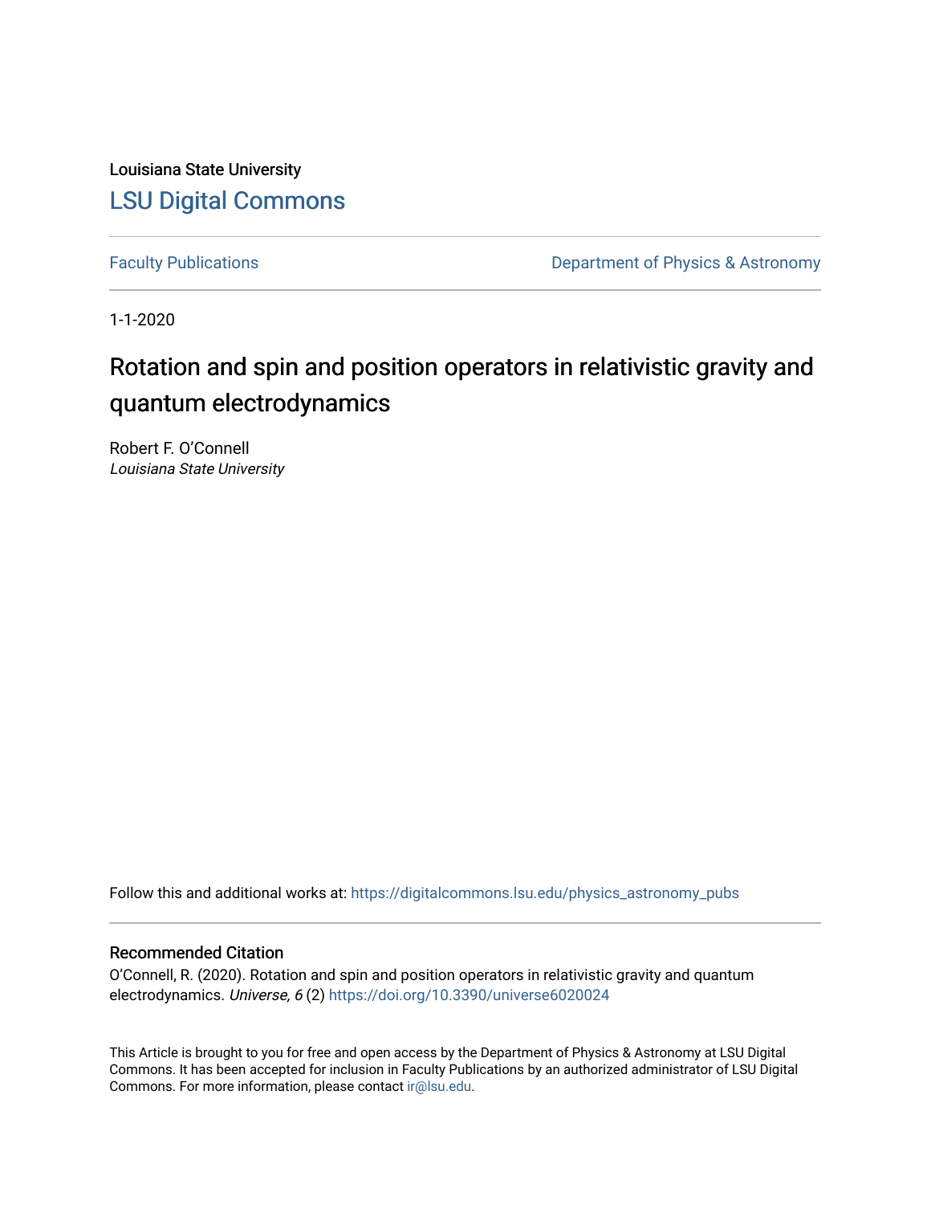Louisiana State University

# LSU Digital Commons

Faculty Publications | Department of Physics & Astronomy

1-1-2020

## Rotation and spin and position operators in relativistic gravity and quantum electrodynamics

Robert F. O'Connell
*Louisiana State University*

Follow this and additional works at: https://digitalcommons.lsu.edu/physics_astronomy_pubs

### Recommended Citation

O'Connell, R. (2020). Rotation and spin and position operators in relativistic gravity and quantum electrodynamics. *Universe, 6* (2) https://doi.org/10.3390/universe6020024

This Article is brought to you for free and open access by the Department of Physics & Astronomy at LSU Digital Commons. It has been accepted for inclusion in Faculty Publications by an authorized administrator of LSU Digital Commons. For more information, please contact ir@lsu.edu.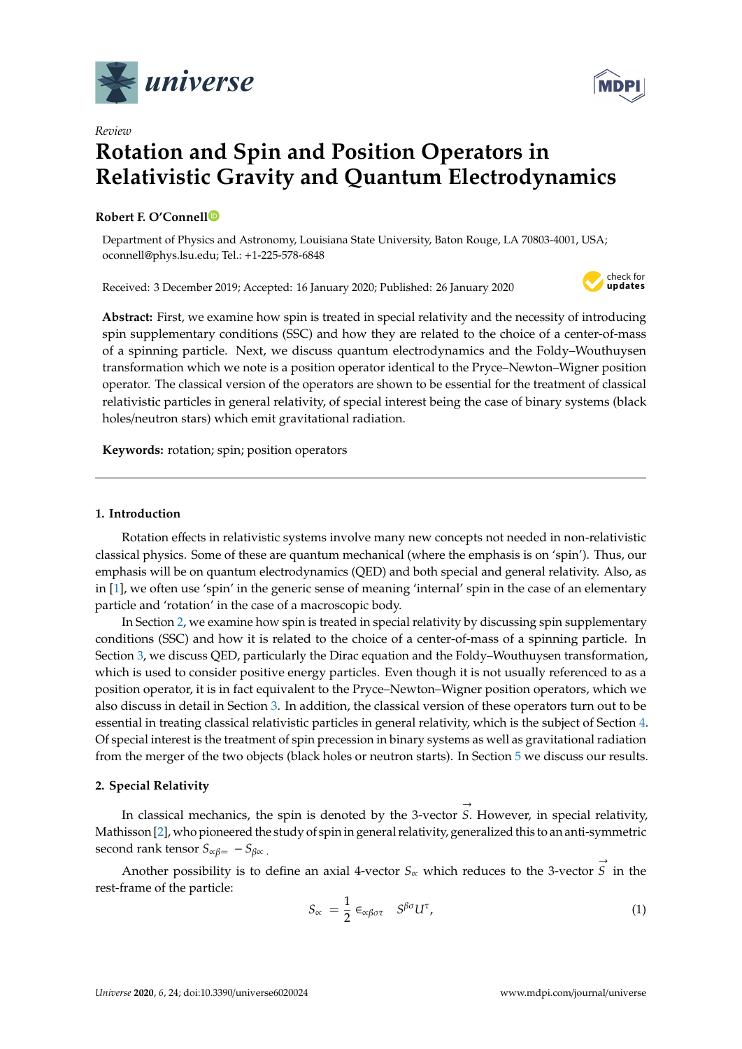*Review*

# Rotation and Spin and Position Operators in Relativistic Gravity and Quantum Electrodynamics

**Robert F. O'Connell**

Department of Physics and Astronomy, Louisiana State University, Baton Rouge, LA 70803-4001, USA; oconnell@phys.lsu.edu; Tel.: +1-225-578-6848

Received: 3 December 2019; Accepted: 16 January 2020; Published: 26 January 2020

**Abstract:** First, we examine how spin is treated in special relativity and the necessity of introducing spin supplementary conditions (SSC) and how they are related to the choice of a center-of-mass of a spinning particle. Next, we discuss quantum electrodynamics and the Foldy–Wouthuysen transformation which we note is a position operator identical to the Pryce–Newton–Wigner position operator. The classical version of the operators are shown to be essential for the treatment of classical relativistic particles in general relativity, of special interest being the case of binary systems (black holes/neutron stars) which emit gravitational radiation.

**Keywords:** rotation; spin; position operators

## 1. Introduction

Rotation effects in relativistic systems involve many new concepts not needed in non-relativistic classical physics. Some of these are quantum mechanical (where the emphasis is on 'spin'). Thus, our emphasis will be on quantum electrodynamics (QED) and both special and general relativity. Also, as in [1], we often use 'spin' in the generic sense of meaning 'internal' spin in the case of an elementary particle and 'rotation' in the case of a macroscopic body.

In Section 2, we examine how spin is treated in special relativity by discussing spin supplementary conditions (SSC) and how it is related to the choice of a center-of-mass of a spinning particle. In Section 3, we discuss QED, particularly the Dirac equation and the Foldy–Wouthuysen transformation, which is used to consider positive energy particles. Even though it is not usually referenced to as a position operator, it is in fact equivalent to the Pryce–Newton–Wigner position operators, which we also discuss in detail in Section 3. In addition, the classical version of these operators turn out to be essential in treating classical relativistic particles in general relativity, which is the subject of Section 4. Of special interest is the treatment of spin precession in binary systems as well as gravitational radiation from the merger of the two objects (black holes or neutron starts). In Section 5 we discuss our results.

## 2. Special Relativity

In classical mechanics, the spin is denoted by the 3-vector $\vec{S}$. However, in special relativity, Mathisson [2], who pioneered the study of spin in general relativity, generalized this to an anti-symmetric second rank tensor $S_{\alpha\beta} = -S_{\beta\alpha}$.

Another possibility is to define an axial 4-vector $S_{\alpha}$ which reduces to the 3-vector $\vec{S}$ in the rest-frame of the particle:

$$S_{\alpha} = \frac{1}{2} \epsilon_{\alpha\beta\sigma\tau} \quad S^{\beta\sigma} U^{\tau}, \tag{1}$$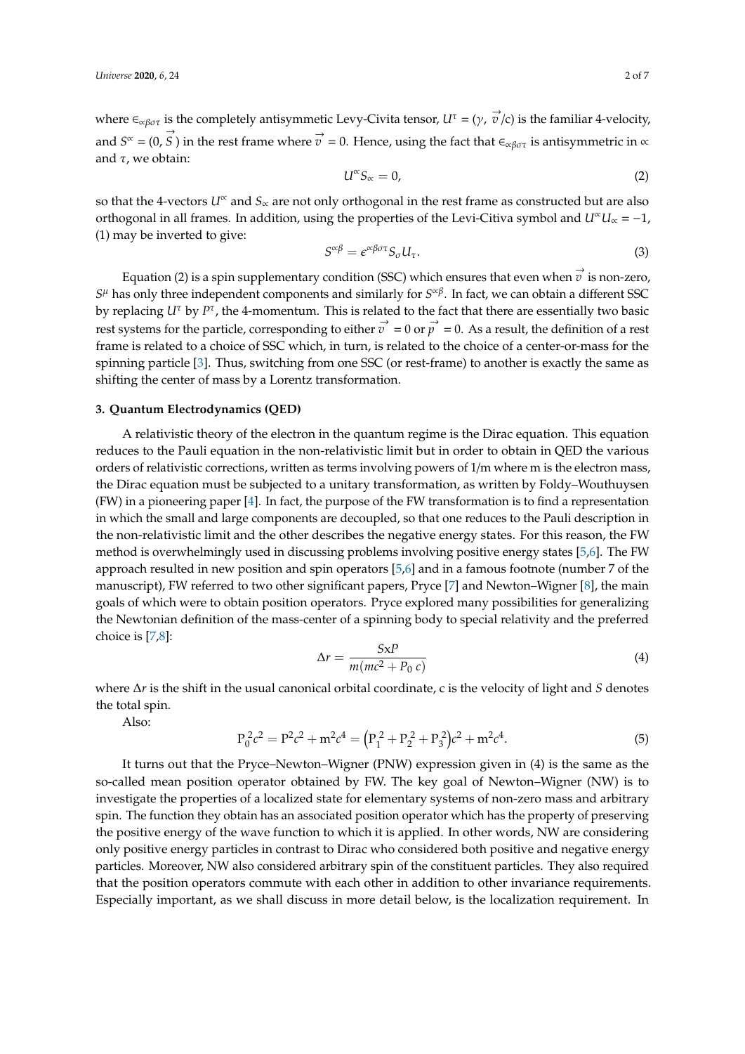where $\in_{\propto\beta\sigma\tau}$ is the completely antisymmetric Levy-Civita tensor, $U^{\tau} = (\gamma, \vec{v}/c)$ is the familiar 4-velocity, and $S^{\propto} = (0, \vec{S})$ in the rest frame where $\vec{v} = 0$. Hence, using the fact that $\in_{\propto\beta\sigma\tau}$ is antisymmetric in $\propto$ and $\tau$, we obtain:

$$U^{\propto} S_{\propto} = 0, \tag{2}$$

so that the 4-vectors $U^{\propto}$ and $S_{\propto}$ are not only orthogonal in the rest frame as constructed but are also orthogonal in all frames. In addition, using the properties of the Levi-Citiva symbol and $U^{\propto} U_{\propto} = -1$, (1) may be inverted to give:

$$S^{\propto\beta} = \epsilon^{\propto\beta\sigma\tau} S_{\sigma} U_{\tau}. \tag{3}$$

Equation (2) is a spin supplementary condition (SSC) which ensures that even when $\vec{v}$ is non-zero, $S^{\mu}$ has only three independent components and similarly for $S^{\propto\beta}$. In fact, we can obtain a different SSC by replacing $U^{\tau}$ by $P^{\tau}$, the 4-momentum. This is related to the fact that there are essentially two basic rest systems for the particle, corresponding to either $\vec{v} = 0$ or $\vec{p} = 0$. As a result, the definition of a rest frame is related to a choice of SSC which, in turn, is related to the choice of a center-or-mass for the spinning particle [3]. Thus, switching from one SSC (or rest-frame) to another is exactly the same as shifting the center of mass by a Lorentz transformation.

### 3. Quantum Electrodynamics (QED)

A relativistic theory of the electron in the quantum regime is the Dirac equation. This equation reduces to the Pauli equation in the non-relativistic limit but in order to obtain in QED the various orders of relativistic corrections, written as terms involving powers of 1/m where m is the electron mass, the Dirac equation must be subjected to a unitary transformation, as written by Foldy–Wouthuysen (FW) in a pioneering paper [4]. In fact, the purpose of the FW transformation is to find a representation in which the small and large components are decoupled, so that one reduces to the Pauli description in the non-relativistic limit and the other describes the negative energy states. For this reason, the FW method is overwhelmingly used in discussing problems involving positive energy states [5,6]. The FW approach resulted in new position and spin operators [5,6] and in a famous footnote (number 7 of the manuscript), FW referred to two other significant papers, Pryce [7] and Newton–Wigner [8], the main goals of which were to obtain position operators. Pryce explored many possibilities for generalizing the Newtonian definition of the mass-center of a spinning body to special relativity and the preferred choice is [7,8]:

$$\Delta r = \frac{S\text{x}P}{m(mc^2 + P_0\, c)} \tag{4}$$

where $\Delta r$ is the shift in the usual canonical orbital coordinate, c is the velocity of light and $S$ denotes the total spin.

Also:

$$\mathrm{P}_0^2 c^2 = \mathrm{P}^2 c^2 + \mathrm{m}^2 c^4 = \left(\mathrm{P}_1^2 + \mathrm{P}_2^2 + \mathrm{P}_3^2\right) c^2 + \mathrm{m}^2 c^4. \tag{5}$$

It turns out that the Pryce–Newton–Wigner (PNW) expression given in (4) is the same as the so-called mean position operator obtained by FW. The key goal of Newton–Wigner (NW) is to investigate the properties of a localized state for elementary systems of non-zero mass and arbitrary spin. The function they obtain has an associated position operator which has the property of preserving the positive energy of the wave function to which it is applied. In other words, NW are considering only positive energy particles in contrast to Dirac who considered both positive and negative energy particles. Moreover, NW also considered arbitrary spin of the constituent particles. They also required that the position operators commute with each other in addition to other invariance requirements. Especially important, as we shall discuss in more detail below, is the localization requirement. In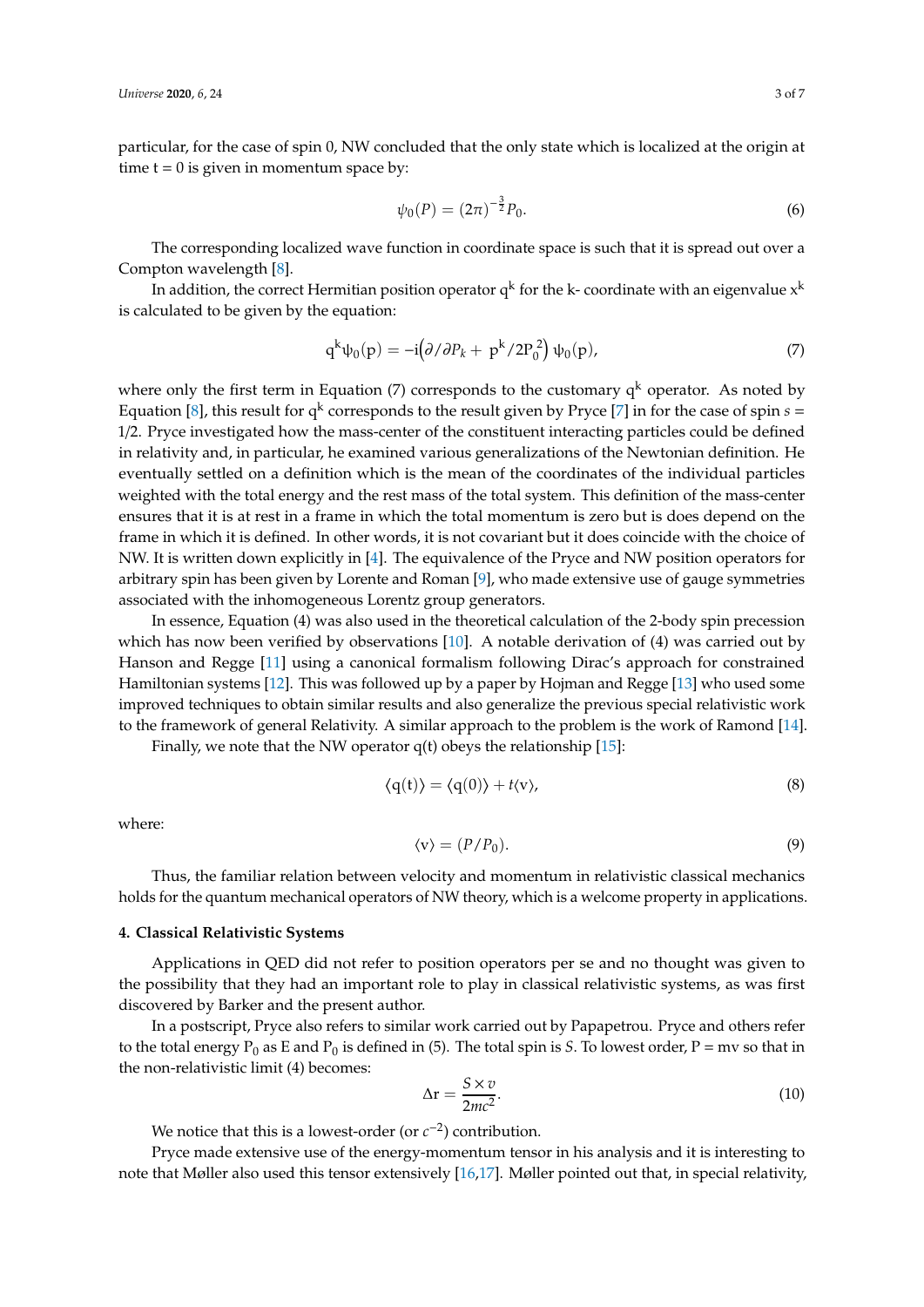particular, for the case of spin 0, NW concluded that the only state which is localized at the origin at time t = 0 is given in momentum space by:

$$\psi_0(P) = (2\pi)^{-\frac{3}{2}} P_0. \tag{6}$$

The corresponding localized wave function in coordinate space is such that it is spread out over a Compton wavelength [8].

In addition, the correct Hermitian position operator $q^k$ for the k- coordinate with an eigenvalue $x^k$ is calculated to be given by the equation:

$$q^k \psi_0(p) = -i\left(\partial/\partial P_k + p^k/2P_0^2\right) \psi_0(p), \tag{7}$$

where only the first term in Equation (7) corresponds to the customary $q^k$ operator. As noted by Equation [8], this result for $q^k$ corresponds to the result given by Pryce [7] in for the case of spin $s$ = 1/2. Pryce investigated how the mass-center of the constituent interacting particles could be defined in relativity and, in particular, he examined various generalizations of the Newtonian definition. He eventually settled on a definition which is the mean of the coordinates of the individual particles weighted with the total energy and the rest mass of the total system. This definition of the mass-center ensures that it is at rest in a frame in which the total momentum is zero but is does depend on the frame in which it is defined. In other words, it is not covariant but it does coincide with the choice of NW. It is written down explicitly in [4]. The equivalence of the Pryce and NW position operators for arbitrary spin has been given by Lorente and Roman [9], who made extensive use of gauge symmetries associated with the inhomogeneous Lorentz group generators.

In essence, Equation (4) was also used in the theoretical calculation of the 2-body spin precession which has now been verified by observations [10]. A notable derivation of (4) was carried out by Hanson and Regge [11] using a canonical formalism following Dirac's approach for constrained Hamiltonian systems [12]. This was followed up by a paper by Hojman and Regge [13] who used some improved techniques to obtain similar results and also generalize the previous special relativistic work to the framework of general Relativity. A similar approach to the problem is the work of Ramond [14].

Finally, we note that the NW operator q(t) obeys the relationship [15]:

$$\langle q(t) \rangle = \langle q(0) \rangle + t\langle v \rangle, \tag{8}$$

where:

$$\langle v \rangle = (P/P_0). \tag{9}$$

Thus, the familiar relation between velocity and momentum in relativistic classical mechanics holds for the quantum mechanical operators of NW theory, which is a welcome property in applications.

#### 4. Classical Relativistic Systems

Applications in QED did not refer to position operators per se and no thought was given to the possibility that they had an important role to play in classical relativistic systems, as was first discovered by Barker and the present author.

In a postscript, Pryce also refers to similar work carried out by Papapetrou. Pryce and others refer to the total energy $P_0$ as E and $P_0$ is defined in (5). The total spin is $S$. To lowest order, P = mv so that in the non-relativistic limit (4) becomes:

$$\Delta r = \frac{S \times v}{2mc^2}. \tag{10}$$

We notice that this is a lowest-order (or $c^{-2}$) contribution.

Pryce made extensive use of the energy-momentum tensor in his analysis and it is interesting to note that Møller also used this tensor extensively [16,17]. Møller pointed out that, in special relativity,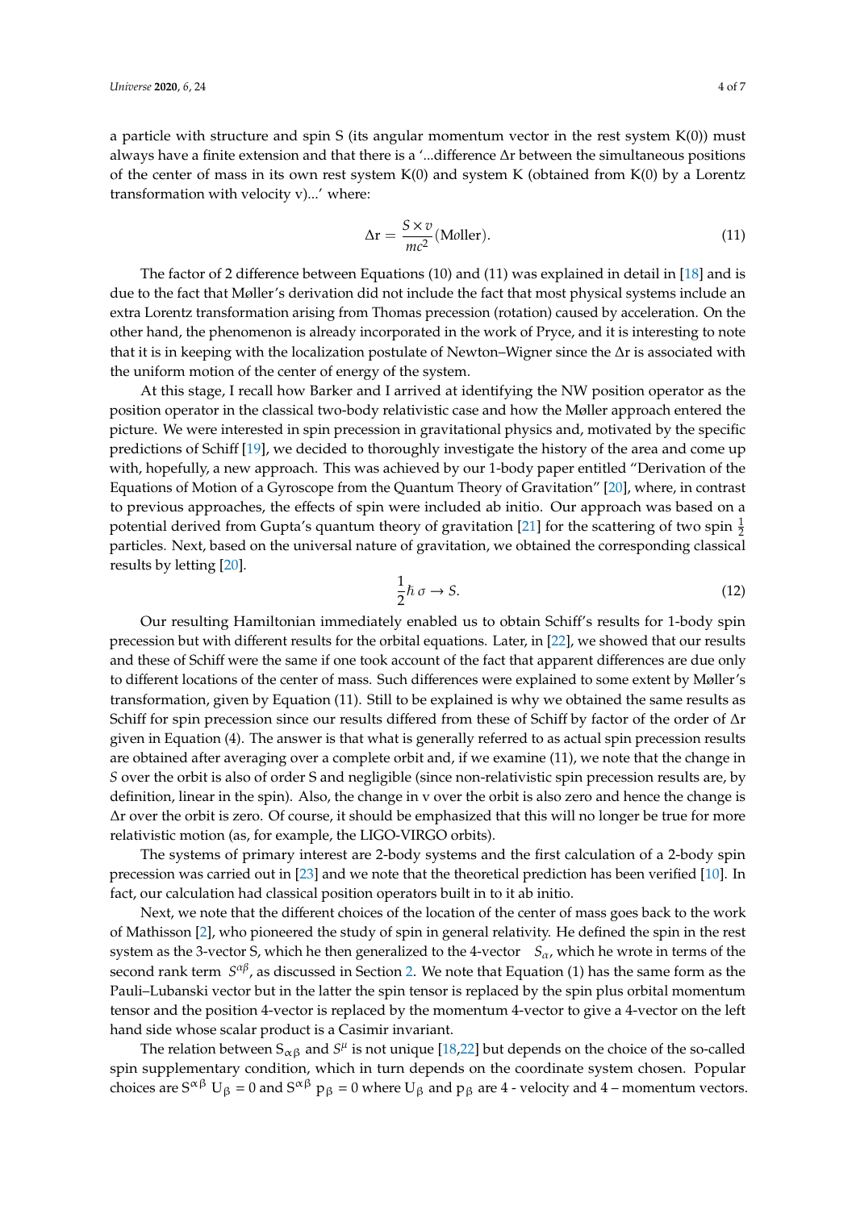a particle with structure and spin S (its angular momentum vector in the rest system K(0)) must always have a finite extension and that there is a '...difference Δr between the simultaneous positions of the center of mass in its own rest system K(0) and system K (obtained from K(0) by a Lorentz transformation with velocity v)...' where:

$$\Delta \mathrm{r} = \frac{S \times v}{mc^2} (\text{Møller}). \tag{11}$$

The factor of 2 difference between Equations (10) and (11) was explained in detail in [18] and is due to the fact that Møller's derivation did not include the fact that most physical systems include an extra Lorentz transformation arising from Thomas precession (rotation) caused by acceleration. On the other hand, the phenomenon is already incorporated in the work of Pryce, and it is interesting to note that it is in keeping with the localization postulate of Newton–Wigner since the Δr is associated with the uniform motion of the center of energy of the system.

At this stage, I recall how Barker and I arrived at identifying the NW position operator as the position operator in the classical two-body relativistic case and how the Møller approach entered the picture. We were interested in spin precession in gravitational physics and, motivated by the specific predictions of Schiff [19], we decided to thoroughly investigate the history of the area and come up with, hopefully, a new approach. This was achieved by our 1-body paper entitled "Derivation of the Equations of Motion of a Gyroscope from the Quantum Theory of Gravitation" [20], where, in contrast to previous approaches, the effects of spin were included ab initio. Our approach was based on a potential derived from Gupta's quantum theory of gravitation [21] for the scattering of two spin $\frac{1}{2}$ particles. Next, based on the universal nature of gravitation, we obtained the corresponding classical results by letting [20].

$$\frac{1}{2}\hbar\,\sigma \to S. \tag{12}$$

Our resulting Hamiltonian immediately enabled us to obtain Schiff's results for 1-body spin precession but with different results for the orbital equations. Later, in [22], we showed that our results and these of Schiff were the same if one took account of the fact that apparent differences are due only to different locations of the center of mass. Such differences were explained to some extent by Møller's transformation, given by Equation (11). Still to be explained is why we obtained the same results as Schiff for spin precession since our results differed from these of Schiff by factor of the order of Δr given in Equation (4). The answer is that what is generally referred to as actual spin precession results are obtained after averaging over a complete orbit and, if we examine (11), we note that the change in $S$ over the orbit is also of order S and negligible (since non-relativistic spin precession results are, by definition, linear in the spin). Also, the change in v over the orbit is also zero and hence the change is Δr over the orbit is zero. Of course, it should be emphasized that this will no longer be true for more relativistic motion (as, for example, the LIGO-VIRGO orbits).

The systems of primary interest are 2-body systems and the first calculation of a 2-body spin precession was carried out in [23] and we note that the theoretical prediction has been verified [10]. In fact, our calculation had classical position operators built in to it ab initio.

Next, we note that the different choices of the location of the center of mass goes back to the work of Mathisson [2], who pioneered the study of spin in general relativity. He defined the spin in the rest system as the 3-vector S, which he then generalized to the 4-vector $S_\alpha$, which he wrote in terms of the second rank term $S^{\alpha\beta}$, as discussed in Section 2. We note that Equation (1) has the same form as the Pauli–Lubanski vector but in the latter the spin tensor is replaced by the spin plus orbital momentum tensor and the position 4-vector is replaced by the momentum 4-vector to give a 4-vector on the left hand side whose scalar product is a Casimir invariant.

The relation between $S_{\alpha\beta}$ and $S^\mu$ is not unique [18,22] but depends on the choice of the so-called spin supplementary condition, which in turn depends on the coordinate system chosen. Popular choices are $S^{\alpha\beta}\, U_\beta = 0$ and $S^{\alpha\beta}\, p_\beta = 0$ where $U_\beta$ and $p_\beta$ are 4 - velocity and 4 – momentum vectors.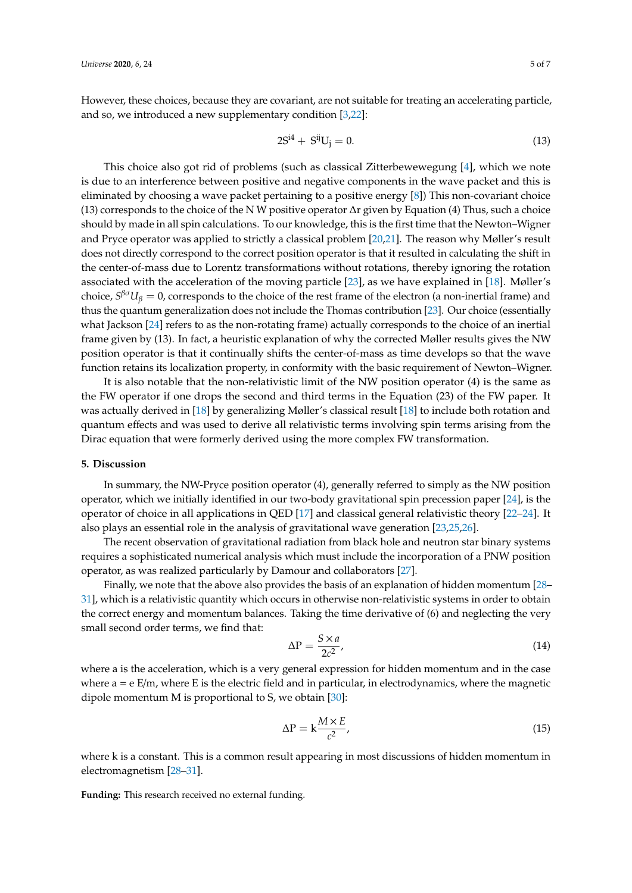However, these choices, because they are covariant, are not suitable for treating an accelerating particle, and so, we introduced a new supplementary condition [3,22]:

$$2S^{i4} + S^{ij}U_j = 0. \tag{13}$$

This choice also got rid of problems (such as classical Zitterbewewegung [4], which we note is due to an interference between positive and negative components in the wave packet and this is eliminated by choosing a wave packet pertaining to a positive energy [8]) This non-covariant choice (13) corresponds to the choice of the N W positive operator Δr given by Equation (4) Thus, such a choice should by made in all spin calculations. To our knowledge, this is the first time that the Newton–Wigner and Pryce operator was applied to strictly a classical problem [20,21]. The reason why Møller's result does not directly correspond to the correct position operator is that it resulted in calculating the shift in the center-of-mass due to Lorentz transformations without rotations, thereby ignoring the rotation associated with the acceleration of the moving particle [23], as we have explained in [18]. Møller's choice, $S^{\beta\sigma}U_{\beta} = 0$, corresponds to the choice of the rest frame of the electron (a non-inertial frame) and thus the quantum generalization does not include the Thomas contribution [23]. Our choice (essentially what Jackson [24] refers to as the non-rotating frame) actually corresponds to the choice of an inertial frame given by (13). In fact, a heuristic explanation of why the corrected Møller results gives the NW position operator is that it continually shifts the center-of-mass as time develops so that the wave function retains its localization property, in conformity with the basic requirement of Newton–Wigner.

It is also notable that the non-relativistic limit of the NW position operator (4) is the same as the FW operator if one drops the second and third terms in the Equation (23) of the FW paper. It was actually derived in [18] by generalizing Møller's classical result [18] to include both rotation and quantum effects and was used to derive all relativistic terms involving spin terms arising from the Dirac equation that were formerly derived using the more complex FW transformation.

## 5. Discussion

In summary, the NW-Pryce position operator (4), generally referred to simply as the NW position operator, which we initially identified in our two-body gravitational spin precession paper [24], is the operator of choice in all applications in QED [17] and classical general relativistic theory [22–24]. It also plays an essential role in the analysis of gravitational wave generation [23,25,26].

The recent observation of gravitational radiation from black hole and neutron star binary systems requires a sophisticated numerical analysis which must include the incorporation of a PNW position operator, as was realized particularly by Damour and collaborators [27].

Finally, we note that the above also provides the basis of an explanation of hidden momentum [28–31], which is a relativistic quantity which occurs in otherwise non-relativistic systems in order to obtain the correct energy and momentum balances. Taking the time derivative of (6) and neglecting the very small second order terms, we find that:

$$\Delta P = \frac{S \times a}{2c^2}, \tag{14}$$

where a is the acceleration, which is a very general expression for hidden momentum and in the case where a = e E/m, where E is the electric field and in particular, in electrodynamics, where the magnetic dipole momentum M is proportional to S, we obtain [30]:

$$\Delta P = k\frac{M \times E}{c^2}, \tag{15}$$

where k is a constant. This is a common result appearing in most discussions of hidden momentum in electromagnetism [28–31].

**Funding:** This research received no external funding.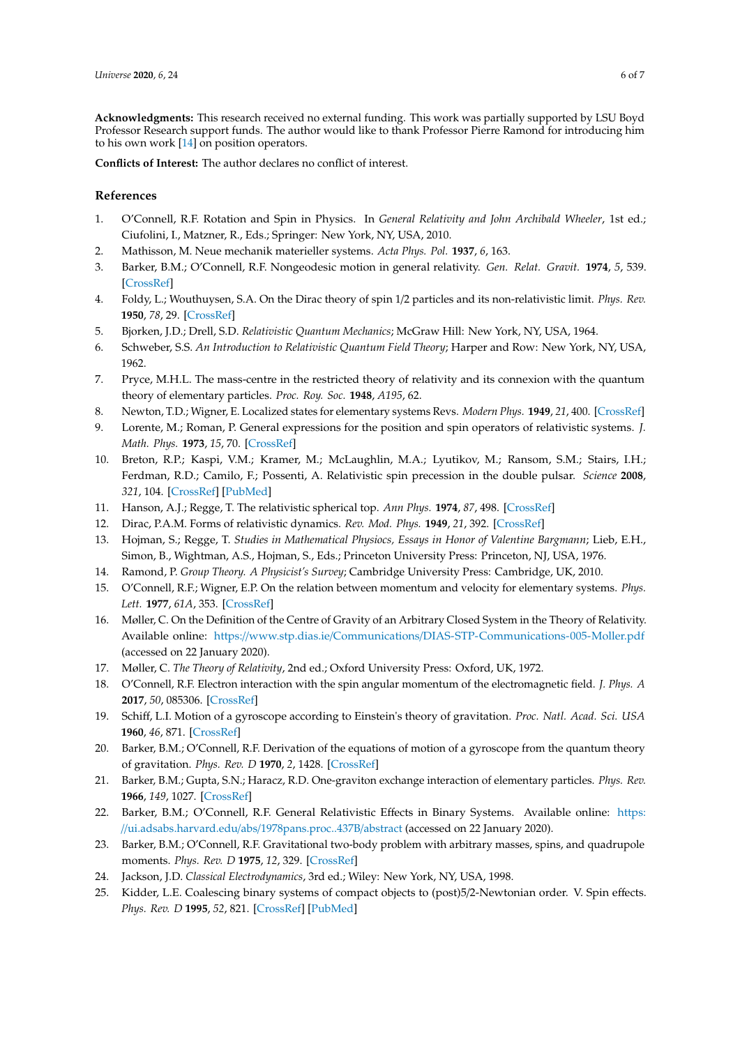**Acknowledgments:** This research received no external funding. This work was partially supported by LSU Boyd Professor Research support funds. The author would like to thank Professor Pierre Ramond for introducing him to his own work [14] on position operators.

**Conflicts of Interest:** The author declares no conflict of interest.

## References

1. O'Connell, R.F. Rotation and Spin in Physics. In *General Relativity and John Archibald Wheeler*, 1st ed.; Ciufolini, I., Matzner, R., Eds.; Springer: New York, NY, USA, 2010.
2. Mathisson, M. Neue mechanik materieller systems. *Acta Phys. Pol.* **1937**, *6*, 163.
3. Barker, B.M.; O'Connell, R.F. Nongeodesic motion in general relativity. *Gen. Relat. Gravit.* **1974**, *5*, 539. [CrossRef]
4. Foldy, L.; Wouthuysen, S.A. On the Dirac theory of spin 1/2 particles and its non-relativistic limit. *Phys. Rev.* **1950**, *78*, 29. [CrossRef]
5. Bjorken, J.D.; Drell, S.D. *Relativistic Quantum Mechanics*; McGraw Hill: New York, NY, USA, 1964.
6. Schweber, S.S. *An Introduction to Relativistic Quantum Field Theory*; Harper and Row: New York, NY, USA, 1962.
7. Pryce, M.H.L. The mass-centre in the restricted theory of relativity and its connexion with the quantum theory of elementary particles. *Proc. Roy. Soc.* **1948**, *A195*, 62.
8. Newton, T.D.; Wigner, E. Localized states for elementary systems Revs. *Modern Phys.* **1949**, *21*, 400. [CrossRef]
9. Lorente, M.; Roman, P. General expressions for the position and spin operators of relativistic systems. *J. Math. Phys.* **1973**, *15*, 70. [CrossRef]
10. Breton, R.P.; Kaspi, V.M.; Kramer, M.; McLaughlin, M.A.; Lyutikov, M.; Ransom, S.M.; Stairs, I.H.; Ferdman, R.D.; Camilo, F.; Possenti, A. Relativistic spin precession in the double pulsar. *Science* **2008**, *321*, 104. [CrossRef] [PubMed]
11. Hanson, A.J.; Regge, T. The relativistic spherical top. *Ann Phys.* **1974**, *87*, 498. [CrossRef]
12. Dirac, P.A.M. Forms of relativistic dynamics. *Rev. Mod. Phys.* **1949**, *21*, 392. [CrossRef]
13. Hojman, S.; Regge, T. *Studies in Mathematical Physiocs, Essays in Honor of Valentine Bargmann*; Lieb, E.H., Simon, B., Wightman, A.S., Hojman, S., Eds.; Princeton University Press: Princeton, NJ, USA, 1976.
14. Ramond, P. *Group Theory. A Physicist's Survey*; Cambridge University Press: Cambridge, UK, 2010.
15. O'Connell, R.F.; Wigner, E.P. On the relation between momentum and velocity for elementary systems. *Phys. Lett.* **1977**, *61A*, 353. [CrossRef]
16. Møller, C. On the Definition of the Centre of Gravity of an Arbitrary Closed System in the Theory of Relativity. Available online: https://www.stp.dias.ie/Communications/DIAS-STP-Communications-005-Moller.pdf (accessed on 22 January 2020).
17. Møller, C. *The Theory of Relativity*, 2nd ed.; Oxford University Press: Oxford, UK, 1972.
18. O'Connell, R.F. Electron interaction with the spin angular momentum of the electromagnetic field. *J. Phys. A* **2017**, *50*, 085306. [CrossRef]
19. Schiff, L.I. Motion of a gyroscope according to Einstein's theory of gravitation. *Proc. Natl. Acad. Sci. USA* **1960**, *46*, 871. [CrossRef]
20. Barker, B.M.; O'Connell, R.F. Derivation of the equations of motion of a gyroscope from the quantum theory of gravitation. *Phys. Rev. D* **1970**, *2*, 1428. [CrossRef]
21. Barker, B.M.; Gupta, S.N.; Haracz, R.D. One-graviton exchange interaction of elementary particles. *Phys. Rev.* **1966**, *149*, 1027. [CrossRef]
22. Barker, B.M.; O'Connell, R.F. General Relativistic Effects in Binary Systems. Available online: https://ui.adsabs.harvard.edu/abs/1978pans.proc..437B/abstract (accessed on 22 January 2020).
23. Barker, B.M.; O'Connell, R.F. Gravitational two-body problem with arbitrary masses, spins, and quadrupole moments. *Phys. Rev. D* **1975**, *12*, 329. [CrossRef]
24. Jackson, J.D. *Classical Electrodynamics*, 3rd ed.; Wiley: New York, NY, USA, 1998.
25. Kidder, L.E. Coalescing binary systems of compact objects to (post)5/2-Newtonian order. V. Spin effects. *Phys. Rev. D* **1995**, *52*, 821. [CrossRef] [PubMed]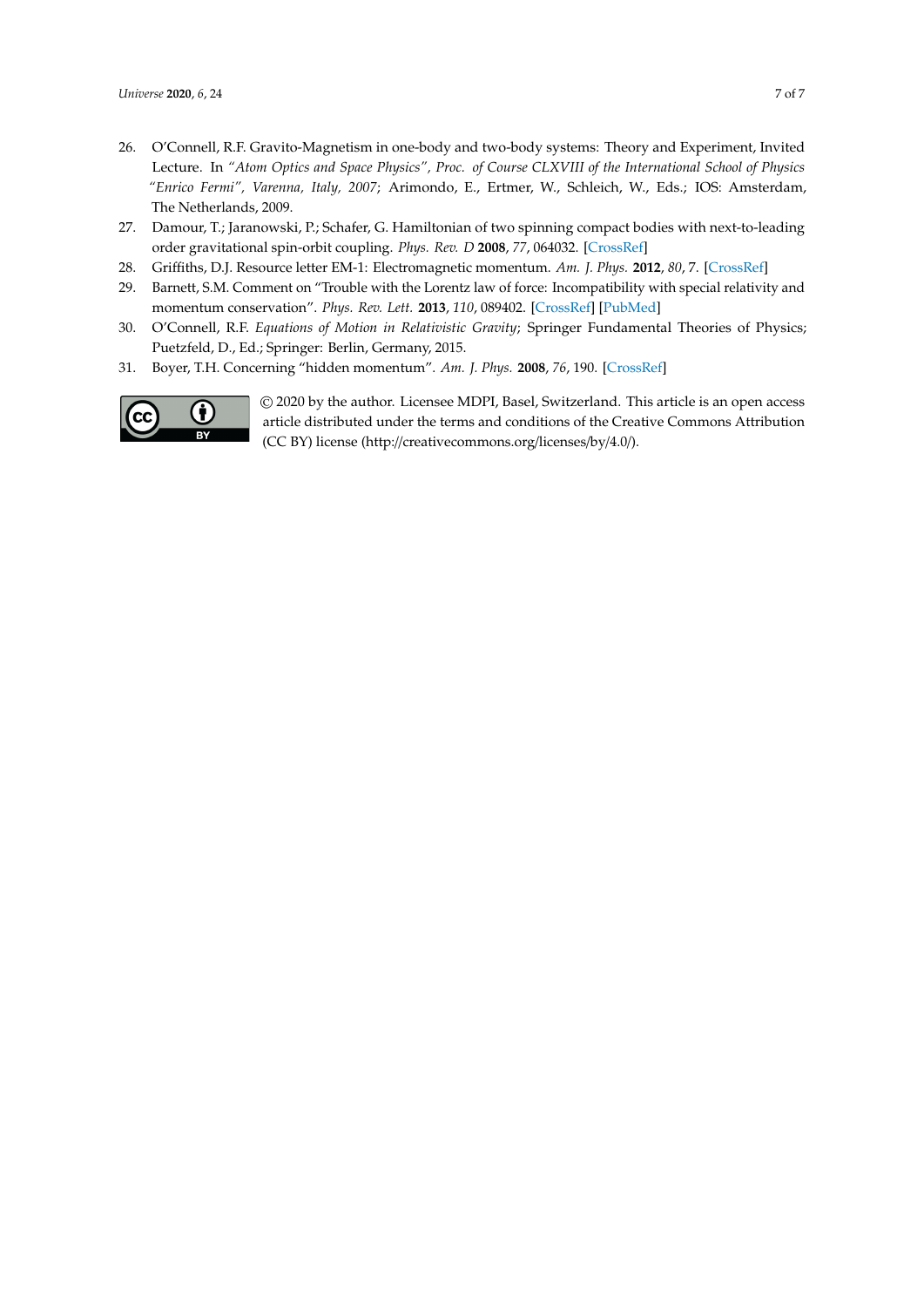26. O'Connell, R.F. Gravito-Magnetism in one-body and two-body systems: Theory and Experiment, Invited Lecture. In *"Atom Optics and Space Physics", Proc. of Course CLXVIII of the International School of Physics "Enrico Fermi", Varenna, Italy, 2007*; Arimondo, E., Ertmer, W., Schleich, W., Eds.; IOS: Amsterdam, The Netherlands, 2009.
27. Damour, T.; Jaranowski, P.; Schafer, G. Hamiltonian of two spinning compact bodies with next-to-leading order gravitational spin-orbit coupling. *Phys. Rev. D* **2008**, *77*, 064032. [CrossRef]
28. Griffiths, D.J. Resource letter EM-1: Electromagnetic momentum. *Am. J. Phys.* **2012**, *80*, 7. [CrossRef]
29. Barnett, S.M. Comment on "Trouble with the Lorentz law of force: Incompatibility with special relativity and momentum conservation". *Phys. Rev. Lett.* **2013**, *110*, 089402. [CrossRef] [PubMed]
30. O'Connell, R.F. *Equations of Motion in Relativistic Gravity*; Springer Fundamental Theories of Physics; Puetzfeld, D., Ed.; Springer: Berlin, Germany, 2015.
31. Boyer, T.H. Concerning "hidden momentum". *Am. J. Phys.* **2008**, *76*, 190. [CrossRef]

© 2020 by the author. Licensee MDPI, Basel, Switzerland. This article is an open access article distributed under the terms and conditions of the Creative Commons Attribution (CC BY) license (http://creativecommons.org/licenses/by/4.0/).